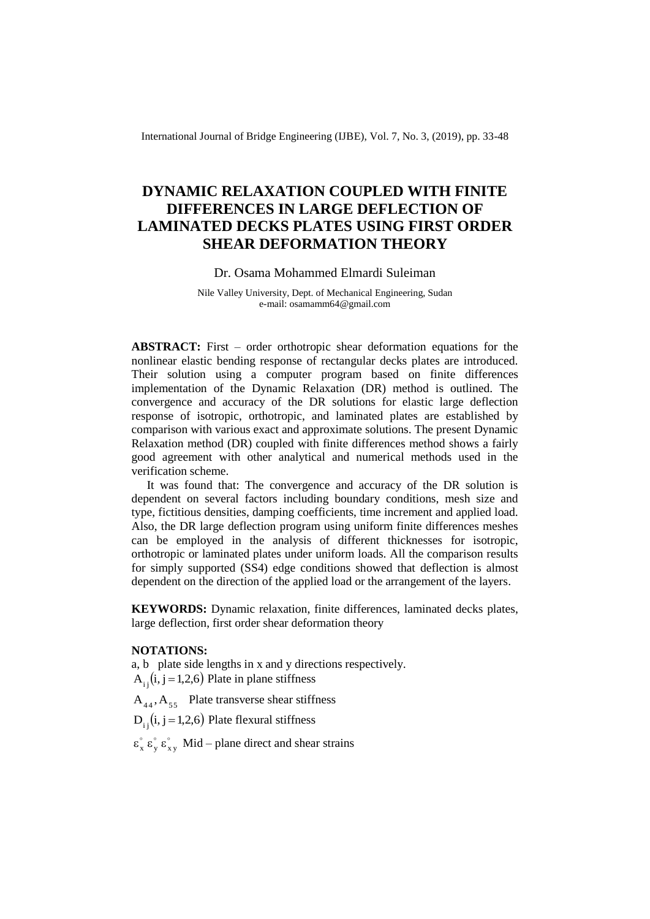# DYNAMIC RELAXATION COUPLED WITH FINITE DIFFERENCES IN LARGE DEFLECTION OF LAMINATED DECKS PLATES USING FIRST ORDER SHEAR DEFORMATION THEORY

Dr. Osama Mohammed Elmardi Suleiman

Nile Valley University, Dept. of Mechanical Engineering, Sudan
e-mail: osamamm64@gmail.com

**ABSTRACT:** First – order orthotropic shear deformation equations for the nonlinear elastic bending response of rectangular decks plates are introduced. Their solution using a computer program based on finite differences implementation of the Dynamic Relaxation (DR) method is outlined. The convergence and accuracy of the DR solutions for elastic large deflection response of isotropic, orthotropic, and laminated plates are established by comparison with various exact and approximate solutions. The present Dynamic Relaxation method (DR) coupled with finite differences method shows a fairly good agreement with other analytical and numerical methods used in the verification scheme.

It was found that: The convergence and accuracy of the DR solution is dependent on several factors including boundary conditions, mesh size and type, fictitious densities, damping coefficients, time increment and applied load. Also, the DR large deflection program using uniform finite differences meshes can be employed in the analysis of different thicknesses for isotropic, orthotropic or laminated plates under uniform loads. All the comparison results for simply supported (SS4) edge conditions showed that deflection is almost dependent on the direction of the applied load or the arrangement of the layers.

**KEYWORDS:** Dynamic relaxation, finite differences, laminated decks plates, large deflection, first order shear deformation theory

**NOTATIONS:**

a, b plate side lengths in x and y directions respectively.

$A_{ij}(i, j = 1,2,6)$ Plate in plane stiffness

$A_{44}, A_{55}$ Plate transverse shear stiffness

$D_{ij}(i, j = 1,2,6)$ Plate flexural stiffness

$\varepsilon_x^{\circ}\ \varepsilon_y^{\circ}\ \varepsilon_{xy}^{\circ}$ Mid – plane direct and shear strains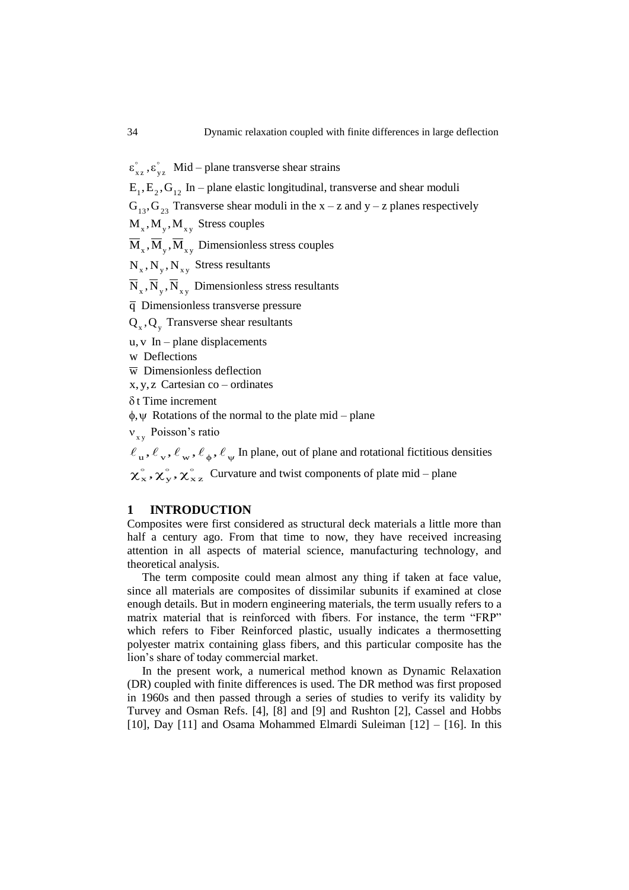$\varepsilon^{\circ}_{xz}, \varepsilon^{\circ}_{yz}$ Mid – plane transverse shear strains

$E_1, E_2, G_{12}$ In – plane elastic longitudinal, transverse and shear moduli

$G_{13}, G_{23}$ Transverse shear moduli in the x – z and y – z planes respectively

$M_x, M_y, M_{xy}$ Stress couples

$\overline{M}_x, \overline{M}_y, \overline{M}_{xy}$ Dimensionless stress couples

$N_x, N_y, N_{xy}$ Stress resultants

$\overline{N}_x, \overline{N}_y, \overline{N}_{xy}$ Dimensionless stress resultants

$\overline{q}$ Dimensionless transverse pressure

$Q_x, Q_y$ Transverse shear resultants

$u, v$ In – plane displacements

$w$ Deflections

$\overline{w}$ Dimensionless deflection

$x, y, z$ Cartesian co – ordinates

$\delta t$ Time increment

$\phi, \psi$ Rotations of the normal to the plate mid – plane

$\nu_{xy}$ Poisson's ratio

$\ell_u, \ell_v, \ell_w, \ell_\phi, \ell_\psi$ In plane, out of plane and rotational fictitious densities

$\chi^{\circ}_x, \chi^{\circ}_y, \chi^{\circ}_{xz}$ Curvature and twist components of plate mid – plane

# 1 INTRODUCTION

Composites were first considered as structural deck materials a little more than half a century ago. From that time to now, they have received increasing attention in all aspects of material science, manufacturing technology, and theoretical analysis.

The term composite could mean almost any thing if taken at face value, since all materials are composites of dissimilar subunits if examined at close enough details. But in modern engineering materials, the term usually refers to a matrix material that is reinforced with fibers. For instance, the term "FRP" which refers to Fiber Reinforced plastic, usually indicates a thermosetting polyester matrix containing glass fibers, and this particular composite has the lion's share of today commercial market.

In the present work, a numerical method known as Dynamic Relaxation (DR) coupled with finite differences is used. The DR method was first proposed in 1960s and then passed through a series of studies to verify its validity by Turvey and Osman Refs. [4], [8] and [9] and Rushton [2], Cassel and Hobbs [10], Day [11] and Osama Mohammed Elmardi Suleiman [12] – [16]. In this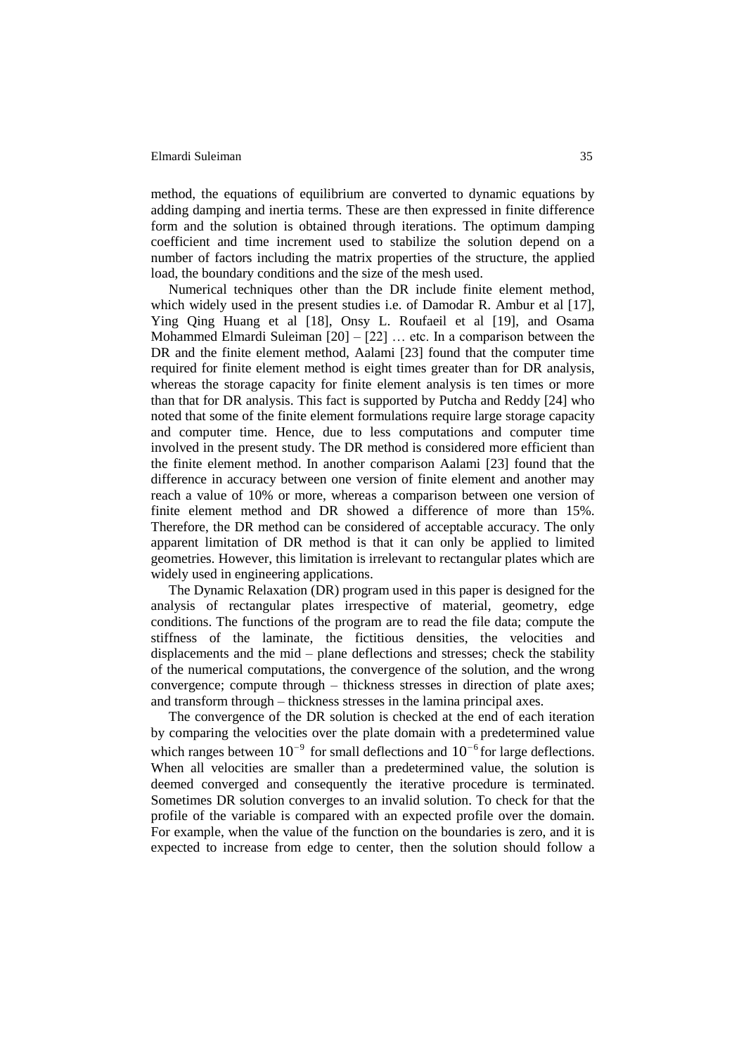method, the equations of equilibrium are converted to dynamic equations by adding damping and inertia terms. These are then expressed in finite difference form and the solution is obtained through iterations. The optimum damping coefficient and time increment used to stabilize the solution depend on a number of factors including the matrix properties of the structure, the applied load, the boundary conditions and the size of the mesh used.

Numerical techniques other than the DR include finite element method, which widely used in the present studies i.e. of Damodar R. Ambur et al [17], Ying Qing Huang et al [18], Onsy L. Roufaeil et al [19], and Osama Mohammed Elmardi Suleiman [20] – [22] … etc. In a comparison between the DR and the finite element method, Aalami [23] found that the computer time required for finite element method is eight times greater than for DR analysis, whereas the storage capacity for finite element analysis is ten times or more than that for DR analysis. This fact is supported by Putcha and Reddy [24] who noted that some of the finite element formulations require large storage capacity and computer time. Hence, due to less computations and computer time involved in the present study. The DR method is considered more efficient than the finite element method. In another comparison Aalami [23] found that the difference in accuracy between one version of finite element and another may reach a value of 10% or more, whereas a comparison between one version of finite element method and DR showed a difference of more than 15%. Therefore, the DR method can be considered of acceptable accuracy. The only apparent limitation of DR method is that it can only be applied to limited geometries. However, this limitation is irrelevant to rectangular plates which are widely used in engineering applications.

The Dynamic Relaxation (DR) program used in this paper is designed for the analysis of rectangular plates irrespective of material, geometry, edge conditions. The functions of the program are to read the file data; compute the stiffness of the laminate, the fictitious densities, the velocities and displacements and the mid – plane deflections and stresses; check the stability of the numerical computations, the convergence of the solution, and the wrong convergence; compute through – thickness stresses in direction of plate axes; and transform through – thickness stresses in the lamina principal axes.

The convergence of the DR solution is checked at the end of each iteration by comparing the velocities over the plate domain with a predetermined value which ranges between $10^{-9}$ for small deflections and $10^{-6}$ for large deflections. When all velocities are smaller than a predetermined value, the solution is deemed converged and consequently the iterative procedure is terminated. Sometimes DR solution converges to an invalid solution. To check for that the profile of the variable is compared with an expected profile over the domain. For example, when the value of the function on the boundaries is zero, and it is expected to increase from edge to center, then the solution should follow a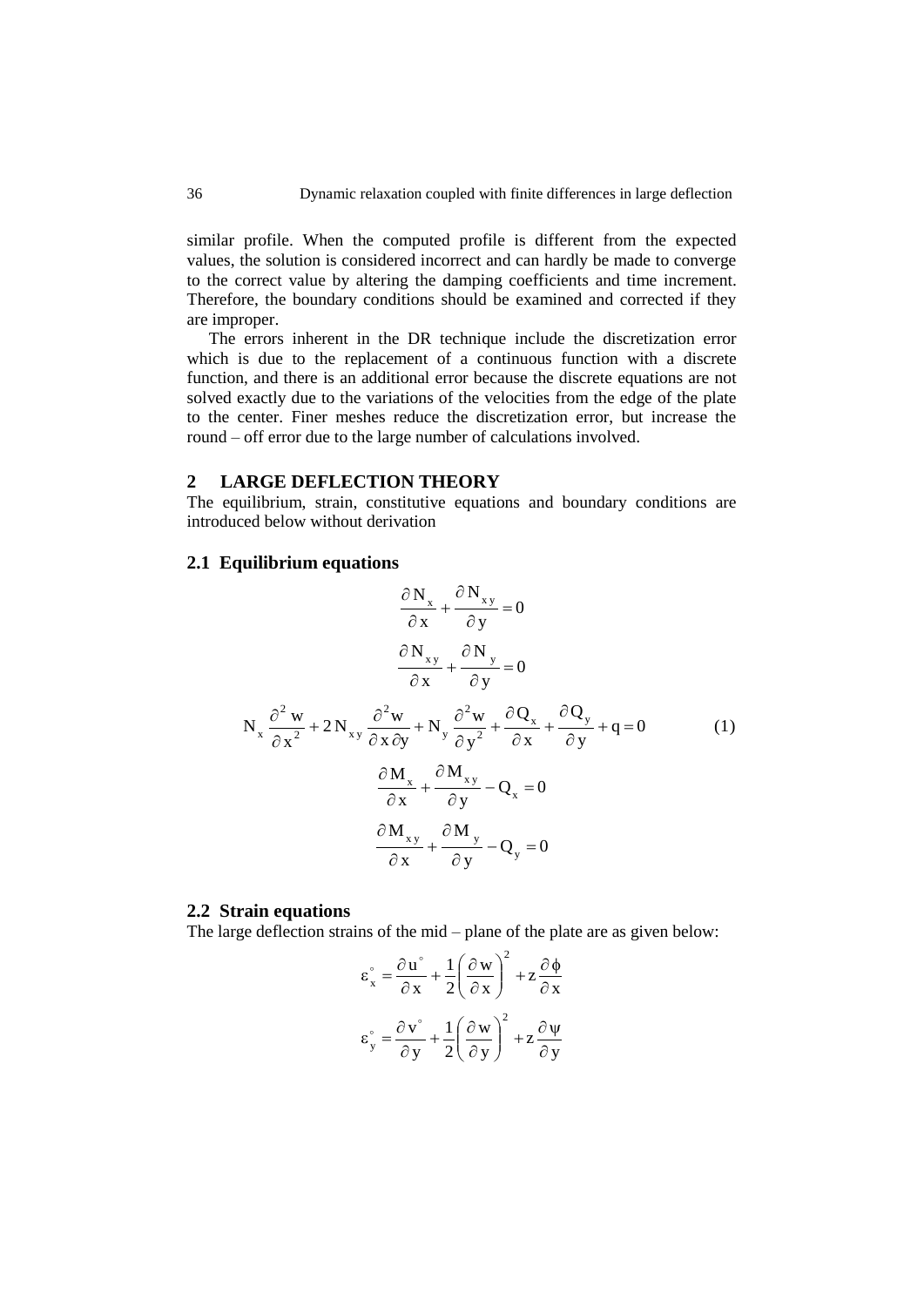similar profile. When the computed profile is different from the expected values, the solution is considered incorrect and can hardly be made to converge to the correct value by altering the damping coefficients and time increment. Therefore, the boundary conditions should be examined and corrected if they are improper.

The errors inherent in the DR technique include the discretization error which is due to the replacement of a continuous function with a discrete function, and there is an additional error because the discrete equations are not solved exactly due to the variations of the velocities from the edge of the plate to the center. Finer meshes reduce the discretization error, but increase the round – off error due to the large number of calculations involved.

## 2 LARGE DEFLECTION THEORY

The equilibrium, strain, constitutive equations and boundary conditions are introduced below without derivation

### 2.1 Equilibrium equations

$$
\begin{gathered}
\frac{\partial N_x}{\partial x} + \frac{\partial N_{xy}}{\partial y} = 0 \\
\frac{\partial N_{xy}}{\partial x} + \frac{\partial N_y}{\partial y} = 0 \\
N_x \frac{\partial^2 w}{\partial x^2} + 2 N_{xy} \frac{\partial^2 w}{\partial x \partial y} + N_y \frac{\partial^2 w}{\partial y^2} + \frac{\partial Q_x}{\partial x} + \frac{\partial Q_y}{\partial y} + q = 0 \qquad (1) \\
\frac{\partial M_x}{\partial x} + \frac{\partial M_{xy}}{\partial y} - Q_x = 0 \\
\frac{\partial M_{xy}}{\partial x} + \frac{\partial M_y}{\partial y} - Q_y = 0
\end{gathered}
$$

### 2.2 Strain equations

The large deflection strains of the mid – plane of the plate are as given below:

$$
\varepsilon_x^{\circ} = \frac{\partial u^{\circ}}{\partial x} + \frac{1}{2}\left(\frac{\partial w}{\partial x}\right)^2 + z\frac{\partial \phi}{\partial x}
$$

$$
\varepsilon_y^{\circ} = \frac{\partial v^{\circ}}{\partial y} + \frac{1}{2}\left(\frac{\partial w}{\partial y}\right)^2 + z\frac{\partial \psi}{\partial y}
$$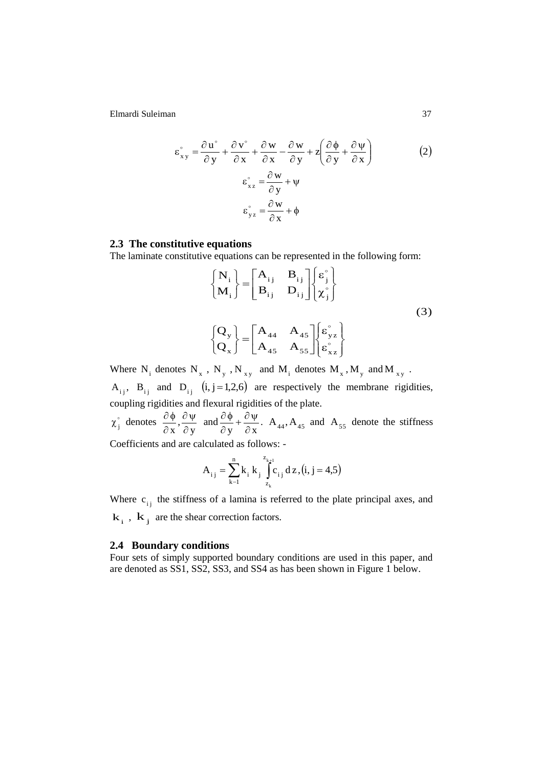$$\varepsilon^{\circ}_{xy} = \frac{\partial u^{\circ}}{\partial y} + \frac{\partial v^{\circ}}{\partial x} + \frac{\partial w}{\partial x} - \frac{\partial w}{\partial y} + z\left(\frac{\partial \phi}{\partial y} + \frac{\partial \psi}{\partial x}\right) \tag{2}$$

$$\varepsilon^{\circ}_{xz} = \frac{\partial w}{\partial y} + \psi$$

$$\varepsilon^{\circ}_{yz} = \frac{\partial w}{\partial x} + \phi$$

## 2.3 The constitutive equations

The laminate constitutive equations can be represented in the following form:

$$\begin{Bmatrix} N_i \\ M_i \end{Bmatrix} = \begin{bmatrix} A_{ij} & B_{ij} \\ B_{ij} & D_{ij} \end{bmatrix} \begin{Bmatrix} \varepsilon^{\circ}_j \\ \chi^{\circ}_j \end{Bmatrix}$$

$$\begin{Bmatrix} Q_y \\ Q_x \end{Bmatrix} = \begin{bmatrix} A_{44} & A_{45} \\ A_{45} & A_{55} \end{bmatrix} \begin{Bmatrix} \varepsilon^{\circ}_{yz} \\ \varepsilon^{\circ}_{xz} \end{Bmatrix} \tag{3}$$

Where $N_i$ denotes $N_x$ , $N_y$ , $N_{xy}$ and $M_i$ denotes $M_x, M_y$ and $M_{xy}$ .

$A_{ij}$, $B_{ij}$ and $D_{ij}$ $(i, j = 1,2,6)$ are respectively the membrane rigidities, coupling rigidities and flexural rigidities of the plate.

$\chi^{\circ}_j$ denotes $\frac{\partial \phi}{\partial x}, \frac{\partial \psi}{\partial y}$ and $\frac{\partial \phi}{\partial y} + \frac{\partial \psi}{\partial x}$. $A_{44}, A_{45}$ and $A_{55}$ denote the stiffness Coefficients and are calculated as follows: -

$$A_{ij} = \sum_{k-1}^{n} k_i\, k_j \int_{z_k}^{z_{k+1}} c_{ij}\, dz, (i, j = 4,5)$$

Where $c_{ij}$ the stiffness of a lamina is referred to the plate principal axes, and $k_i$ , $k_j$ are the shear correction factors.

## 2.4 Boundary conditions

Four sets of simply supported boundary conditions are used in this paper, and are denoted as SS1, SS2, SS3, and SS4 as has been shown in Figure 1 below.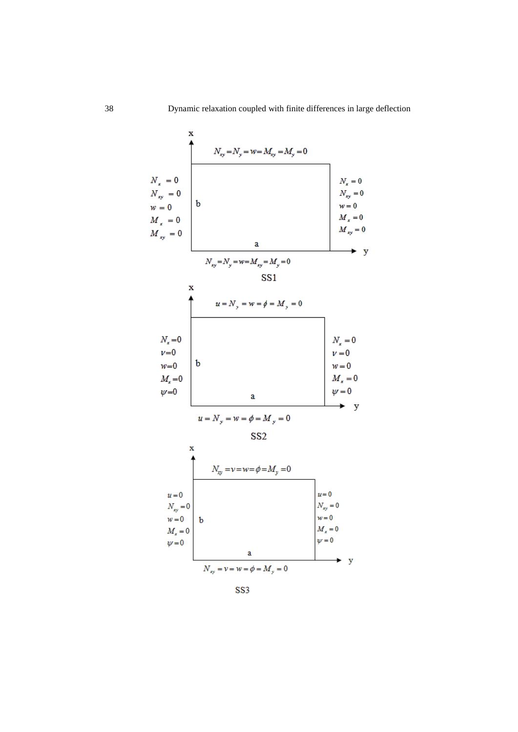x

$N_{xy} = N_y = w = M_{xy} = M_y = 0$

$N_x = 0$
$N_{xy} = 0$
$w = 0$
$M_x = 0$
$M_{xy} = 0$

b

a

$N_x = 0$
$N_{xy} = 0$
$w = 0$
$M_x = 0$
$M_{xy} = 0$

y

$N_{xy} = N_y = w = M_{xy} = M_y = 0$

SS1

x

$u = N_y = w = \phi = M_y = 0$

$N_x = 0$
$v = 0$
$w = 0$
$M_x = 0$
$\psi = 0$

b

a

$N_x = 0$
$v = 0$
$w = 0$
$M_x = 0$
$\psi = 0$

y

$u = N_y = w = \phi = M_y = 0$

SS2

x

$N_{xy} = v = w = \phi = M_y = 0$

$u = 0$
$N_{xy} = 0$
$w = 0$
$M_x = 0$
$\psi = 0$

b

a

$u = 0$
$N_{xy} = 0$
$w = 0$
$M_x = 0$
$\psi = 0$

y

$N_{xy} = v = w = \phi = M_y = 0$

SS3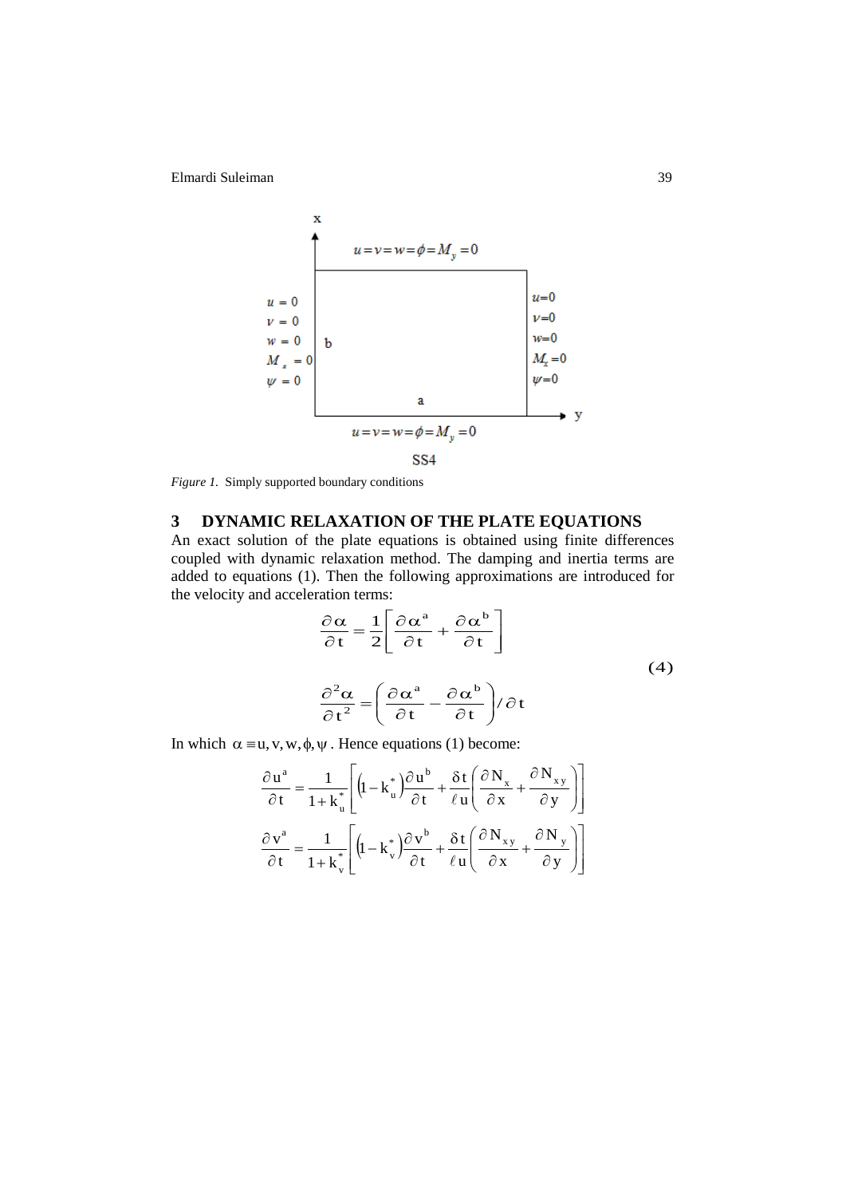x

$u = v = w = \phi = M_y = 0$

$u = 0$
$v = 0$
$w = 0$
$M_x = 0$
$\psi = 0$

b

$u=0$
$v=0$
$w=0$
$M_x=0$
$\psi=0$

a

y

$u = v = w = \phi = M_y = 0$

SS4

*Figure 1.* Simply supported boundary conditions

## 3 DYNAMIC RELAXATION OF THE PLATE EQUATIONS

An exact solution of the plate equations is obtained using finite differences coupled with dynamic relaxation method. The damping and inertia terms are added to equations (1). Then the following approximations are introduced for the velocity and acceleration terms:

$$\frac{\partial \alpha}{\partial t} = \frac{1}{2}\left[\frac{\partial \alpha^a}{\partial t} + \frac{\partial \alpha^b}{\partial t}\right]$$

$$\frac{\partial^2 \alpha}{\partial t^2} = \left(\frac{\partial \alpha^a}{\partial t} - \frac{\partial \alpha^b}{\partial t}\right) / \partial t \tag{4}$$

In which $\alpha \equiv u, v, w, \phi, \psi$. Hence equations (1) become:

$$\frac{\partial u^a}{\partial t} = \frac{1}{1+k_u^*}\left[\left(1-k_u^*\right)\frac{\partial u^b}{\partial t} + \frac{\delta t}{\ell u}\left(\frac{\partial N_x}{\partial x} + \frac{\partial N_{xy}}{\partial y}\right)\right]$$

$$\frac{\partial v^a}{\partial t} = \frac{1}{1+k_v^*}\left[\left(1-k_v^*\right)\frac{\partial v^b}{\partial t} + \frac{\delta t}{\ell u}\left(\frac{\partial N_{xy}}{\partial x} + \frac{\partial N_y}{\partial y}\right)\right]$$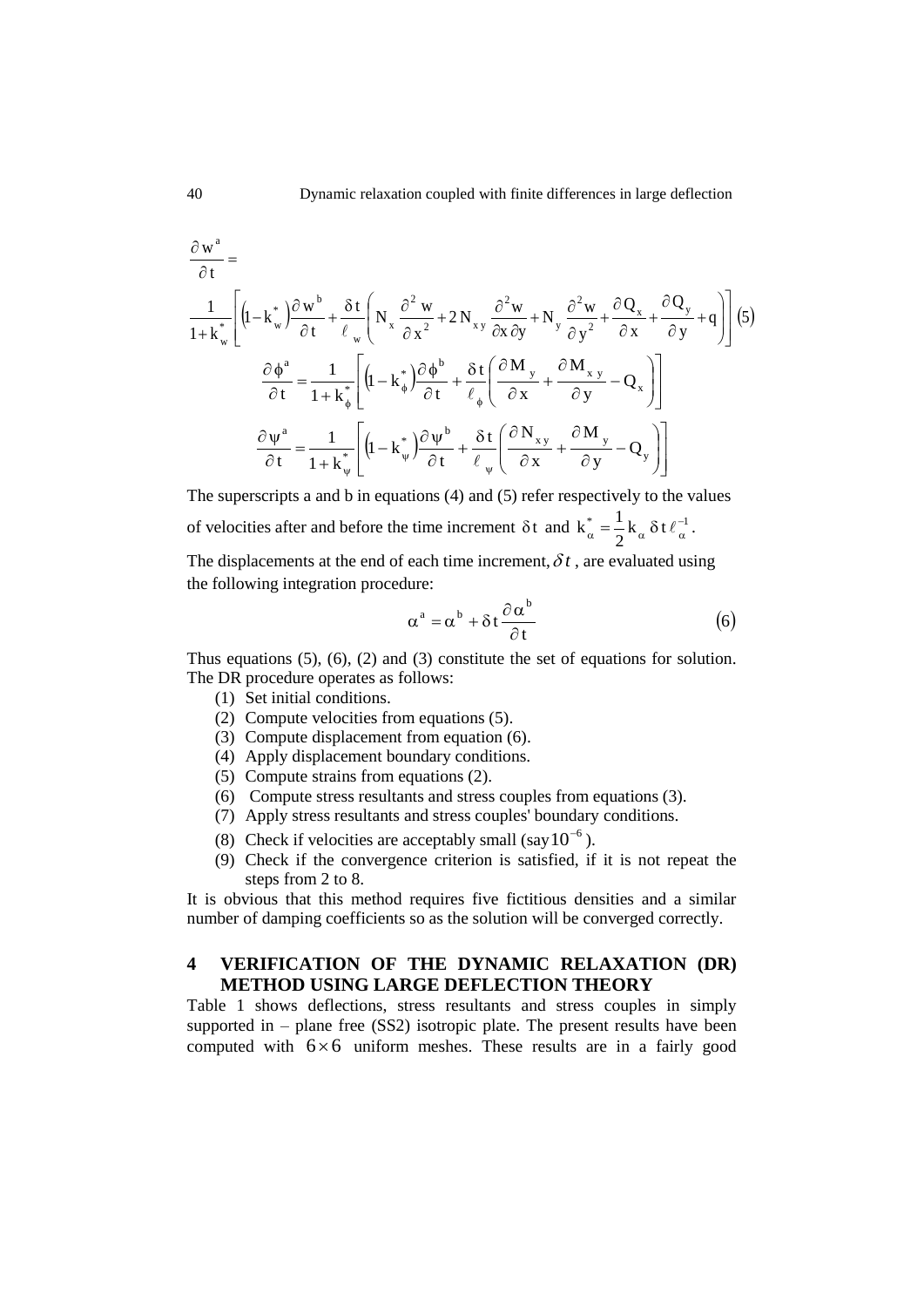$$\frac{\partial w^a}{\partial t} =$$

$$\frac{1}{1+k_w^*}\left[\left(1-k_w^*\right)\frac{\partial w^b}{\partial t}+\frac{\delta t}{\ell_w}\left(N_x\frac{\partial^2 w}{\partial x^2}+2N_{xy}\frac{\partial^2 w}{\partial x \partial y}+N_y\frac{\partial^2 w}{\partial y^2}+\frac{\partial Q_x}{\partial x}+\frac{\partial Q_y}{\partial y}+q\right)\right] \quad (5)$$

$$\frac{\partial \phi^a}{\partial t}=\frac{1}{1+k_\phi^*}\left[\left(1-k_\phi^*\right)\frac{\partial \phi^b}{\partial t}+\frac{\delta t}{\ell_\phi}\left(\frac{\partial M_y}{\partial x}+\frac{\partial M_{xy}}{\partial y}-Q_x\right)\right]$$

$$\frac{\partial \psi^a}{\partial t}=\frac{1}{1+k_\psi^*}\left[\left(1-k_\psi^*\right)\frac{\partial \psi^b}{\partial t}+\frac{\delta t}{\ell_\psi}\left(\frac{\partial N_{xy}}{\partial x}+\frac{\partial M_y}{\partial y}-Q_y\right)\right]$$

The superscripts a and b in equations (4) and (5) refer respectively to the values of velocities after and before the time increment $\delta t$ and $k_\alpha^* = \frac{1}{2} k_\alpha \, \delta t \, \ell_\alpha^{-1}$.

The displacements at the end of each time increment, $\delta t$ , are evaluated using the following integration procedure:

$$\alpha^a = \alpha^b + \delta t \frac{\partial \alpha^b}{\partial t} \quad (6)$$

Thus equations (5), (6), (2) and (3) constitute the set of equations for solution. The DR procedure operates as follows:

(1) Set initial conditions.
(2) Compute velocities from equations (5).
(3) Compute displacement from equation (6).
(4) Apply displacement boundary conditions.
(5) Compute strains from equations (2).
(6) Compute stress resultants and stress couples from equations (3).
(7) Apply stress resultants and stress couples' boundary conditions.
(8) Check if velocities are acceptably small (say $10^{-6}$).
(9) Check if the convergence criterion is satisfied, if it is not repeat the steps from 2 to 8.

It is obvious that this method requires five fictitious densities and a similar number of damping coefficients so as the solution will be converged correctly.

## 4 VERIFICATION OF THE DYNAMIC RELAXATION (DR) METHOD USING LARGE DEFLECTION THEORY

Table 1 shows deflections, stress resultants and stress couples in simply supported in – plane free (SS2) isotropic plate. The present results have been computed with $6 \times 6$ uniform meshes. These results are in a fairly good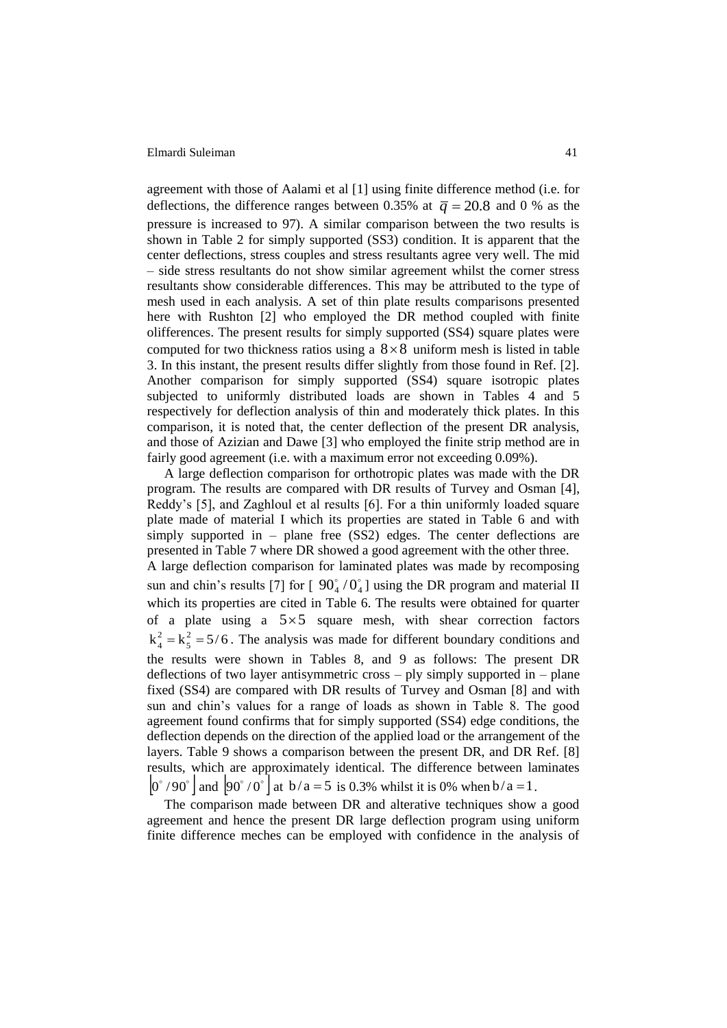agreement with those of Aalami et al [1] using finite difference method (i.e. for deflections, the difference ranges between 0.35% at $\overline{q} = 20.8$ and 0 % as the pressure is increased to 97). A similar comparison between the two results is shown in Table 2 for simply supported (SS3) condition. It is apparent that the center deflections, stress couples and stress resultants agree very well. The mid – side stress resultants do not show similar agreement whilst the corner stress resultants show considerable differences. This may be attributed to the type of mesh used in each analysis. A set of thin plate results comparisons presented here with Rushton [2] who employed the DR method coupled with finite olifferences. The present results for simply supported (SS4) square plates were computed for two thickness ratios using a $8 \times 8$ uniform mesh is listed in table 3. In this instant, the present results differ slightly from those found in Ref. [2]. Another comparison for simply supported (SS4) square isotropic plates subjected to uniformly distributed loads are shown in Tables 4 and 5 respectively for deflection analysis of thin and moderately thick plates. In this comparison, it is noted that, the center deflection of the present DR analysis, and those of Azizian and Dawe [3] who employed the finite strip method are in fairly good agreement (i.e. with a maximum error not exceeding 0.09%).

A large deflection comparison for orthotropic plates was made with the DR program. The results are compared with DR results of Turvey and Osman [4], Reddy's [5], and Zaghloul et al results [6]. For a thin uniformly loaded square plate made of material I which its properties are stated in Table 6 and with simply supported in – plane free (SS2) edges. The center deflections are presented in Table 7 where DR showed a good agreement with the other three.

A large deflection comparison for laminated plates was made by recomposing sun and chin's results [7] for [ $90^{\circ}_{4} / 0^{\circ}_{4}$ ] using the DR program and material II which its properties are cited in Table 6. The results were obtained for quarter of a plate using a $5 \times 5$ square mesh, with shear correction factors $k_4^2 = k_5^2 = 5/6$. The analysis was made for different boundary conditions and the results were shown in Tables 8, and 9 as follows: The present DR deflections of two layer antisymmetric cross – ply simply supported in – plane fixed (SS4) are compared with DR results of Turvey and Osman [8] and with sun and chin's values for a range of loads as shown in Table 8. The good agreement found confirms that for simply supported (SS4) edge conditions, the deflection depends on the direction of the applied load or the arrangement of the layers. Table 9 shows a comparison between the present DR, and DR Ref. [8] results, which are approximately identical. The difference between laminates $\lfloor 0^{\circ} / 90^{\circ} \rfloor$ and $\lfloor 90^{\circ} / 0^{\circ} \rfloor$ at $b/a = 5$ is 0.3% whilst it is 0% when $b/a = 1$.

The comparison made between DR and alterative techniques show a good agreement and hence the present DR large deflection program using uniform finite difference meches can be employed with confidence in the analysis of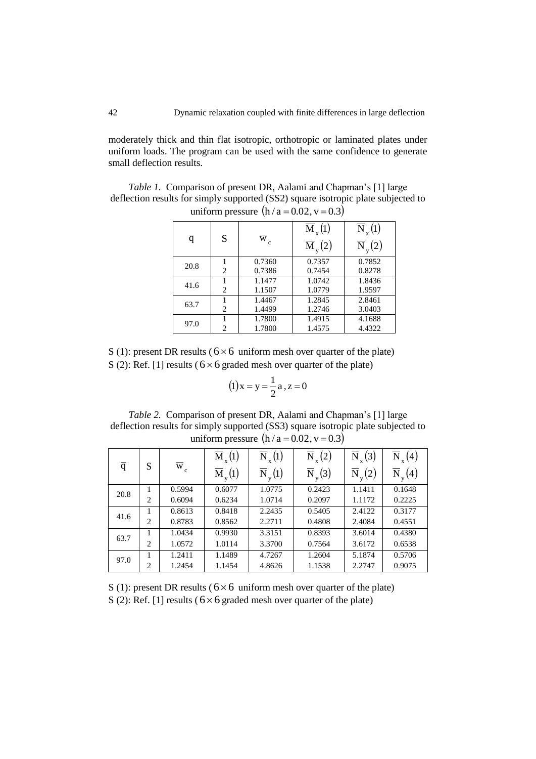moderately thick and thin flat isotropic, orthotropic or laminated plates under uniform loads. The program can be used with the same confidence to generate small deflection results.

*Table 1.* Comparison of present DR, Aalami and Chapman's [1] large deflection results for simply supported (SS2) square isotropic plate subjected to uniform pressure $(h/a = 0.02, v = 0.3)$

| $\bar{q}$ | S | $\bar{w}_c$ | $\bar{M}_x(1)$ <br> $\bar{M}_y(2)$ | $\bar{N}_x(1)$ <br> $\bar{N}_y(2)$ |
|---|---|---|---|---|
| 20.8 | 1 | 0.7360 | 0.7357 | 0.7852 |
| | 2 | 0.7386 | 0.7454 | 0.8278 |
| 41.6 | 1 | 1.1477 | 1.0742 | 1.8436 |
| | 2 | 1.1507 | 1.0779 | 1.9597 |
| 63.7 | 1 | 1.4467 | 1.2845 | 2.8461 |
| | 2 | 1.4499 | 1.2746 | 3.0403 |
| 97.0 | 1 | 1.7800 | 1.4915 | 4.1688 |
| | 2 | 1.7800 | 1.4575 | 4.4322 |

S (1): present DR results ($6 \times 6$ uniform mesh over quarter of the plate)
S (2): Ref. [1] results ($6 \times 6$ graded mesh over quarter of the plate)

$$(1)\, x = y = \frac{1}{2}a\, , z = 0$$

*Table 2.* Comparison of present DR, Aalami and Chapman's [1] large deflection results for simply supported (SS3) square isotropic plate subjected to uniform pressure $(h/a = 0.02, v = 0.3)$

| $\bar{q}$ | S | $\bar{w}_c$ | $\bar{M}_x(1)$ <br> $\bar{M}_y(1)$ | $\bar{N}_x(1)$ <br> $\bar{N}_y(1)$ | $\bar{N}_x(2)$ <br> $\bar{N}_y(3)$ | $\bar{N}_x(3)$ <br> $\bar{N}_y(2)$ | $\bar{N}_x(4)$ <br> $\bar{N}_y(4)$ |
|---|---|---|---|---|---|---|---|
| 20.8 | 1 | 0.5994 | 0.6077 | 1.0775 | 0.2423 | 1.1411 | 0.1648 |
| | 2 | 0.6094 | 0.6234 | 1.0714 | 0.2097 | 1.1172 | 0.2225 |
| 41.6 | 1 | 0.8613 | 0.8418 | 2.2435 | 0.5405 | 2.4122 | 0.3177 |
| | 2 | 0.8783 | 0.8562 | 2.2711 | 0.4808 | 2.4084 | 0.4551 |
| 63.7 | 1 | 1.0434 | 0.9930 | 3.3151 | 0.8393 | 3.6014 | 0.4380 |
| | 2 | 1.0572 | 1.0114 | 3.3700 | 0.7564 | 3.6172 | 0.6538 |
| 97.0 | 1 | 1.2411 | 1.1489 | 4.7267 | 1.2604 | 5.1874 | 0.5706 |
| | 2 | 1.2454 | 1.1454 | 4.8626 | 1.1538 | 2.2747 | 0.9075 |

S (1): present DR results ($6 \times 6$ uniform mesh over quarter of the plate)
S (2): Ref. [1] results ($6 \times 6$ graded mesh over quarter of the plate)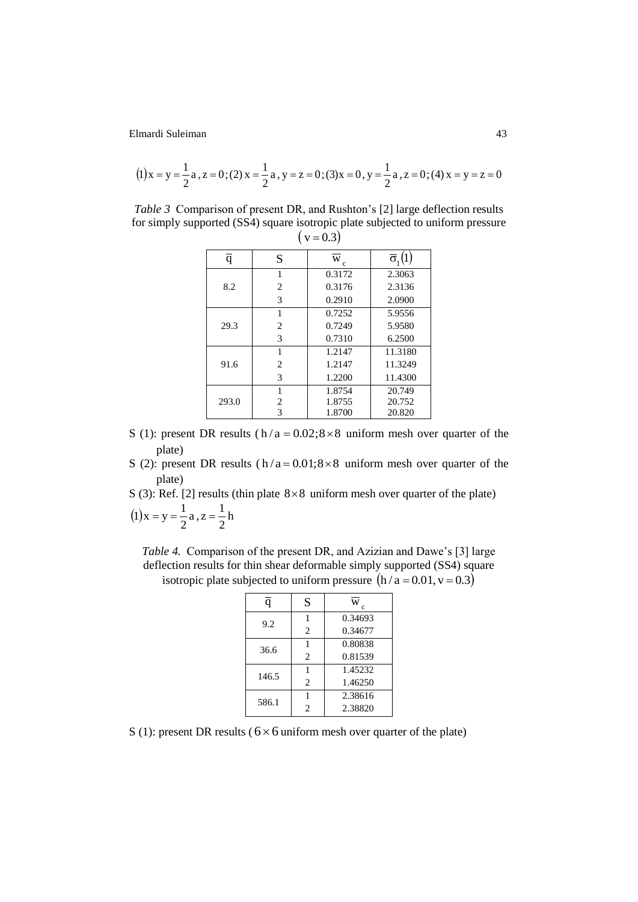$(1) x = y = \frac{1}{2}a, z = 0; (2) x = \frac{1}{2}a, y = z = 0; (3) x = 0, y = \frac{1}{2}a, z = 0; (4) x = y = z = 0$

*Table 3* Comparison of present DR, and Rushton's [2] large deflection results for simply supported (SS4) square isotropic plate subjected to uniform pressure $(v = 0.3)$

| $\overline{q}$ | S | $\overline{w}_c$ | $\overline{\sigma}_1(1)$ |
|---|---|---|---|
| 8.2 | 1 | 0.3172 | 2.3063 |
| | 2 | 0.3176 | 2.3136 |
| | 3 | 0.2910 | 2.0900 |
| 29.3 | 1 | 0.7252 | 5.9556 |
| | 2 | 0.7249 | 5.9580 |
| | 3 | 0.7310 | 6.2500 |
| 91.6 | 1 | 1.2147 | 11.3180 |
| | 2 | 1.2147 | 11.3249 |
| | 3 | 1.2200 | 11.4300 |
| 293.0 | 1 | 1.8754 | 20.749 |
| | 2 | 1.8755 | 20.752 |
| | 3 | 1.8700 | 20.820 |

S (1): present DR results ( $h/a = 0.02; 8 \times 8$ uniform mesh over quarter of the plate)

S (2): present DR results ( $h/a = 0.01; 8 \times 8$ uniform mesh over quarter of the plate)

S (3): Ref. [2] results (thin plate $8 \times 8$ uniform mesh over quarter of the plate)

$(1) x = y = \frac{1}{2}a, z = \frac{1}{2}h$

*Table 4.* Comparison of the present DR, and Azizian and Dawe's [3] large deflection results for thin shear deformable simply supported (SS4) square isotropic plate subjected to uniform pressure $(h/a = 0.01, v = 0.3)$

| $\overline{q}$ | S | $\overline{w}_c$ |
|---|---|---|
| 9.2 | 1 | 0.34693 |
| | 2 | 0.34677 |
| 36.6 | 1 | 0.80838 |
| | 2 | 0.81539 |
| 146.5 | 1 | 1.45232 |
| | 2 | 1.46250 |
| 586.1 | 1 | 2.38616 |
| | 2 | 2.38820 |

S (1): present DR results ( $6 \times 6$ uniform mesh over quarter of the plate)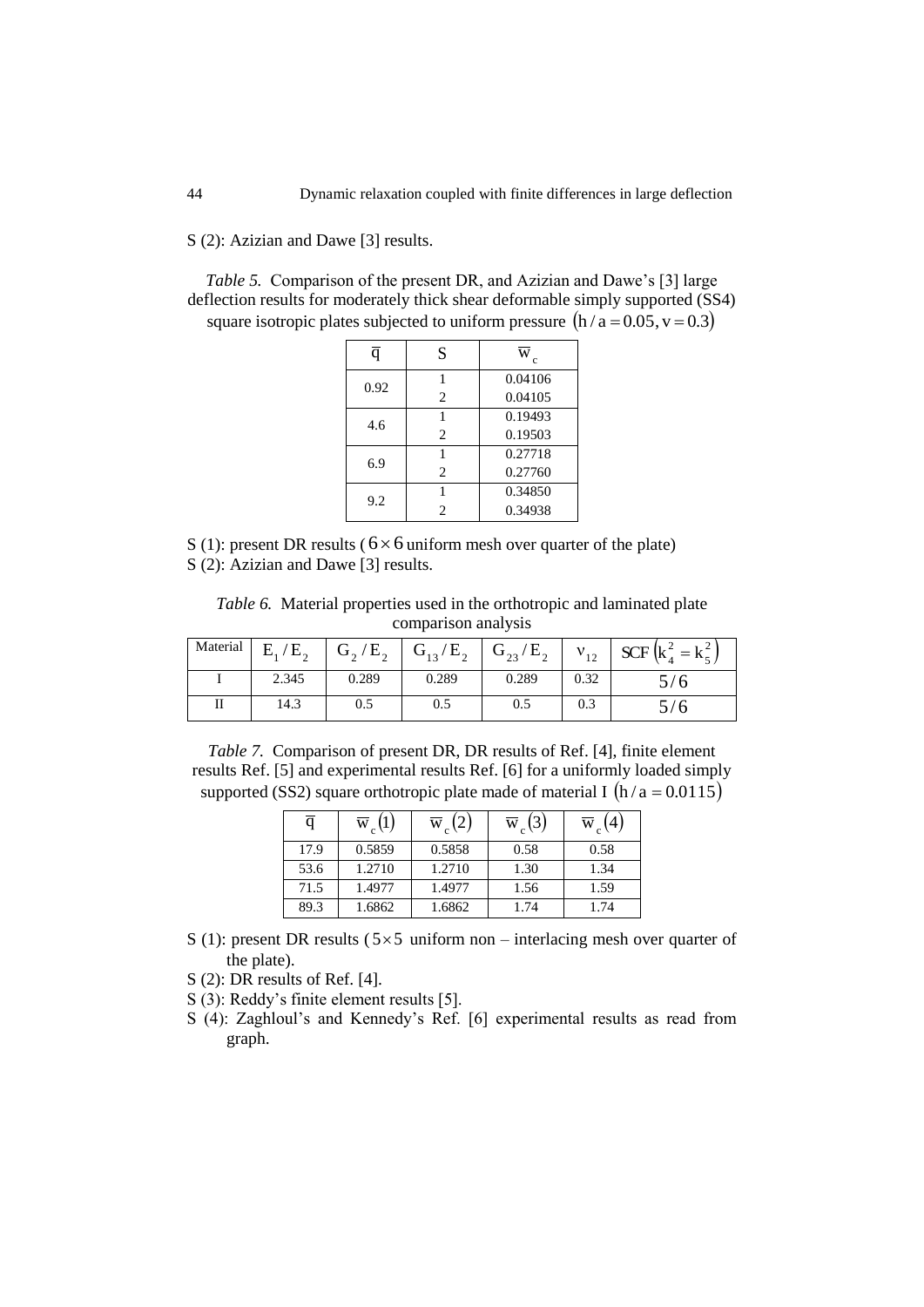S (2): Azizian and Dawe [3] results.

*Table 5.* Comparison of the present DR, and Azizian and Dawe's [3] large deflection results for moderately thick shear deformable simply supported (SS4) square isotropic plates subjected to uniform pressure $(h/a = 0.05, v = 0.3)$

| $\overline{q}$ | S | $\overline{w}_c$ |
|---|---|---|
| 0.92 | 1 | 0.04106 |
| | 2 | 0.04105 |
| 4.6 | 1 | 0.19493 |
| | 2 | 0.19503 |
| 6.9 | 1 | 0.27718 |
| | 2 | 0.27760 |
| 9.2 | 1 | 0.34850 |
| | 2 | 0.34938 |

S (1): present DR results ( $6 \times 6$ uniform mesh over quarter of the plate)

S (2): Azizian and Dawe [3] results.

*Table 6.* Material properties used in the orthotropic and laminated plate comparison analysis

| Material | $E_1/E_2$ | $G_2/E_2$ | $G_{13}/E_2$ | $G_{23}/E_2$ | $\nu_{12}$ | SCF $\left(k_4^2 = k_5^2\right)$ |
|---|---|---|---|---|---|---|
| I | 2.345 | 0.289 | 0.289 | 0.289 | 0.32 | $5/6$ |
| II | 14.3 | 0.5 | 0.5 | 0.5 | 0.3 | $5/6$ |

*Table 7.* Comparison of present DR, DR results of Ref. [4], finite element results Ref. [5] and experimental results Ref. [6] for a uniformly loaded simply supported (SS2) square orthotropic plate made of material I $(h/a = 0.0115)$

| $\overline{q}$ | $\overline{w}_c(1)$ | $\overline{w}_c(2)$ | $\overline{w}_c(3)$ | $\overline{w}_c(4)$ |
|---|---|---|---|---|
| 17.9 | 0.5859 | 0.5858 | 0.58 | 0.58 |
| 53.6 | 1.2710 | 1.2710 | 1.30 | 1.34 |
| 71.5 | 1.4977 | 1.4977 | 1.56 | 1.59 |
| 89.3 | 1.6862 | 1.6862 | 1.74 | 1.74 |

S (1): present DR results ( $5 \times 5$ uniform non – interlacing mesh over quarter of the plate).

S (2): DR results of Ref. [4].

S (3): Reddy's finite element results [5].

S (4): Zaghloul's and Kennedy's Ref. [6] experimental results as read from graph.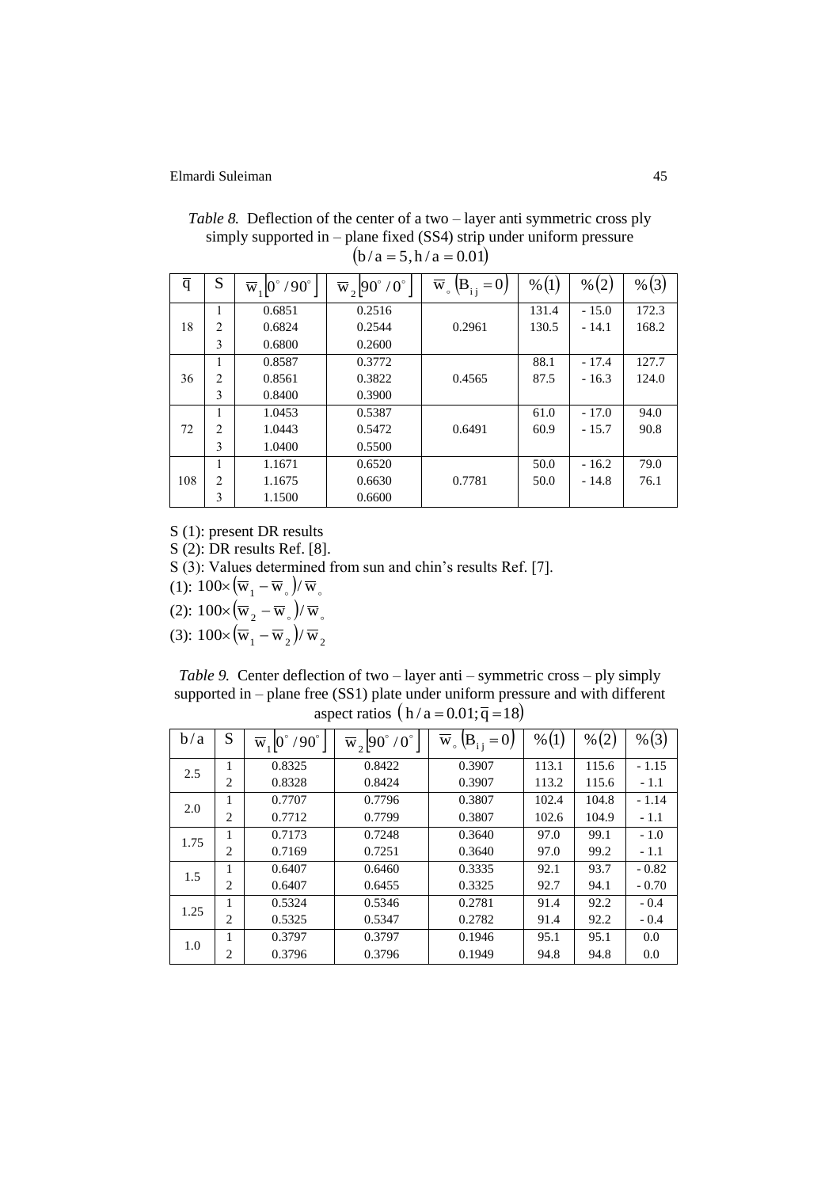*Table 8.* Deflection of the center of a two – layer anti symmetric cross ply simply supported in – plane fixed (SS4) strip under uniform pressure $(b/a = 5, h/a = 0.01)$

| $\overline{q}$ | S | $\overline{w}_1[0^\circ/90^\circ]$ | $\overline{w}_2[90^\circ/0^\circ]$ | $\overline{w}_\circ(B_{ij}=0)$ | $\%(1)$ | $\%(2)$ | $\%(3)$ |
|---|---|---|---|---|---|---|---|
| 18 | 1 | 0.6851 | 0.2516 | | 131.4 | - 15.0 | 172.3 |
| | 2 | 0.6824 | 0.2544 | 0.2961 | 130.5 | - 14.1 | 168.2 |
| | 3 | 0.6800 | 0.2600 | | | | |
| 36 | 1 | 0.8587 | 0.3772 | | 88.1 | - 17.4 | 127.7 |
| | 2 | 0.8561 | 0.3822 | 0.4565 | 87.5 | - 16.3 | 124.0 |
| | 3 | 0.8400 | 0.3900 | | | | |
| 72 | 1 | 1.0453 | 0.5387 | | 61.0 | - 17.0 | 94.0 |
| | 2 | 1.0443 | 0.5472 | 0.6491 | 60.9 | - 15.7 | 90.8 |
| | 3 | 1.0400 | 0.5500 | | | | |
| 108 | 1 | 1.1671 | 0.6520 | | 50.0 | - 16.2 | 79.0 |
| | 2 | 1.1675 | 0.6630 | 0.7781 | 50.0 | - 14.8 | 76.1 |
| | 3 | 1.1500 | 0.6600 | | | | |

S (1): present DR results

S (2): DR results Ref. [8].

S (3): Values determined from sun and chin's results Ref. [7].

(1): $100\times(\overline{w}_1 - \overline{w}_\circ)/\overline{w}_\circ$

(2): $100\times(\overline{w}_2 - \overline{w}_\circ)/\overline{w}_\circ$

(3): $100\times(\overline{w}_1 - \overline{w}_2)/\overline{w}_2$

*Table 9.* Center deflection of two – layer anti – symmetric cross – ply simply supported in – plane free (SS1) plate under uniform pressure and with different aspect ratios $(h/a = 0.01; \overline{q} = 18)$

| $b/a$ | S | $\overline{w}_1[0^\circ/90^\circ]$ | $\overline{w}_2[90^\circ/0^\circ]$ | $\overline{w}_\circ(B_{ij}=0)$ | $\%(1)$ | $\%(2)$ | $\%(3)$ |
|---|---|---|---|---|---|---|---|
| 2.5 | 1 | 0.8325 | 0.8422 | 0.3907 | 113.1 | 115.6 | - 1.15 |
| | 2 | 0.8328 | 0.8424 | 0.3907 | 113.2 | 115.6 | - 1.1 |
| 2.0 | 1 | 0.7707 | 0.7796 | 0.3807 | 102.4 | 104.8 | - 1.14 |
| | 2 | 0.7712 | 0.7799 | 0.3807 | 102.6 | 104.9 | - 1.1 |
| 1.75 | 1 | 0.7173 | 0.7248 | 0.3640 | 97.0 | 99.1 | - 1.0 |
| | 2 | 0.7169 | 0.7251 | 0.3640 | 97.0 | 99.2 | - 1.1 |
| 1.5 | 1 | 0.6407 | 0.6460 | 0.3335 | 92.1 | 93.7 | - 0.82 |
| | 2 | 0.6407 | 0.6455 | 0.3325 | 92.7 | 94.1 | - 0.70 |
| 1.25 | 1 | 0.5324 | 0.5346 | 0.2781 | 91.4 | 92.2 | - 0.4 |
| | 2 | 0.5325 | 0.5347 | 0.2782 | 91.4 | 92.2 | - 0.4 |
| 1.0 | 1 | 0.3797 | 0.3797 | 0.1946 | 95.1 | 95.1 | 0.0 |
| | 2 | 0.3796 | 0.3796 | 0.1949 | 94.8 | 94.8 | 0.0 |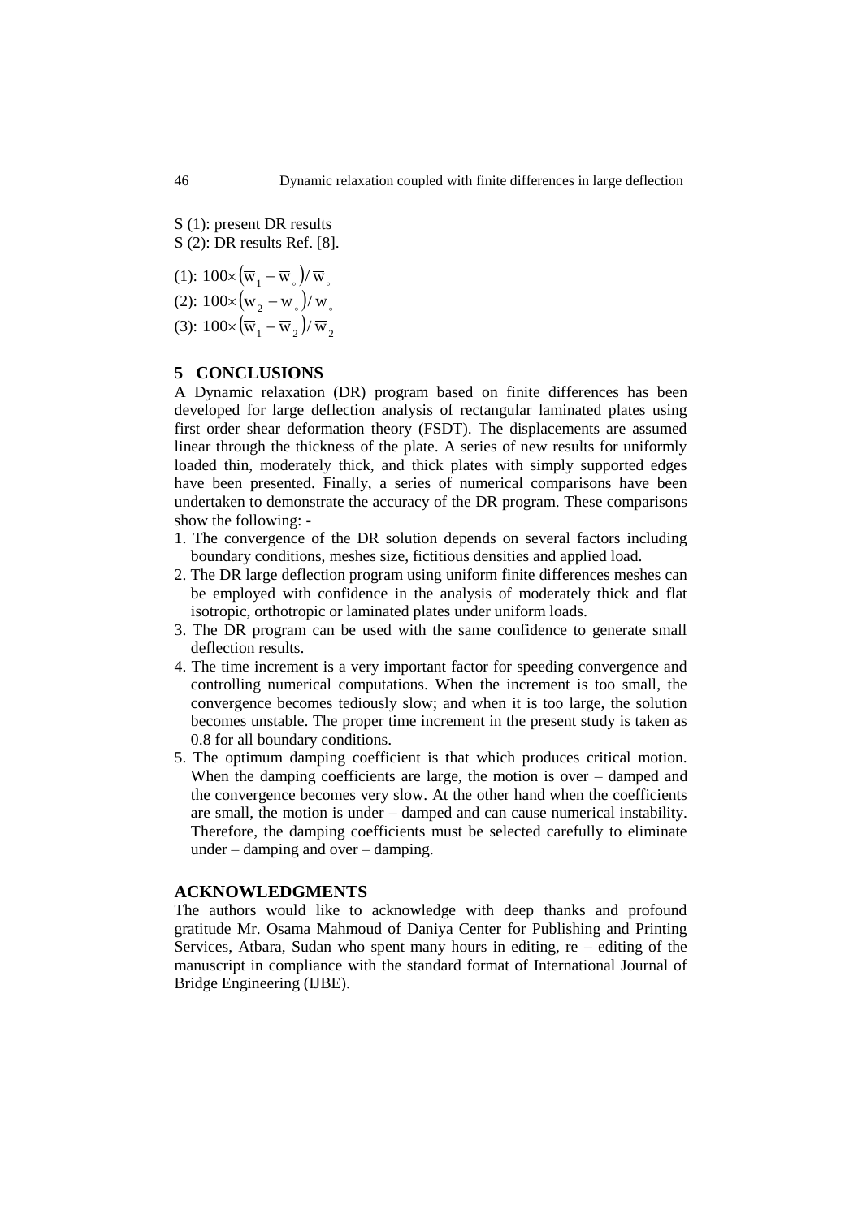S (1): present DR results
S (2): DR results Ref. [8].

(1): $100\times\left(\overline{w}_1-\overline{w}_{\circ}\right)/\overline{w}_{\circ}$
(2): $100\times\left(\overline{w}_2-\overline{w}_{\circ}\right)/\overline{w}_{\circ}$
(3): $100\times\left(\overline{w}_1-\overline{w}_2\right)/\overline{w}_2$

## 5 CONCLUSIONS

A Dynamic relaxation (DR) program based on finite differences has been developed for large deflection analysis of rectangular laminated plates using first order shear deformation theory (FSDT). The displacements are assumed linear through the thickness of the plate. A series of new results for uniformly loaded thin, moderately thick, and thick plates with simply supported edges have been presented. Finally, a series of numerical comparisons have been undertaken to demonstrate the accuracy of the DR program. These comparisons show the following: -

1. The convergence of the DR solution depends on several factors including boundary conditions, meshes size, fictitious densities and applied load.
2. The DR large deflection program using uniform finite differences meshes can be employed with confidence in the analysis of moderately thick and flat isotropic, orthotropic or laminated plates under uniform loads.
3. The DR program can be used with the same confidence to generate small deflection results.
4. The time increment is a very important factor for speeding convergence and controlling numerical computations. When the increment is too small, the convergence becomes tediously slow; and when it is too large, the solution becomes unstable. The proper time increment in the present study is taken as 0.8 for all boundary conditions.
5. The optimum damping coefficient is that which produces critical motion. When the damping coefficients are large, the motion is over – damped and the convergence becomes very slow. At the other hand when the coefficients are small, the motion is under – damped and can cause numerical instability. Therefore, the damping coefficients must be selected carefully to eliminate under – damping and over – damping.

## ACKNOWLEDGMENTS

The authors would like to acknowledge with deep thanks and profound gratitude Mr. Osama Mahmoud of Daniya Center for Publishing and Printing Services, Atbara, Sudan who spent many hours in editing, re – editing of the manuscript in compliance with the standard format of International Journal of Bridge Engineering (IJBE).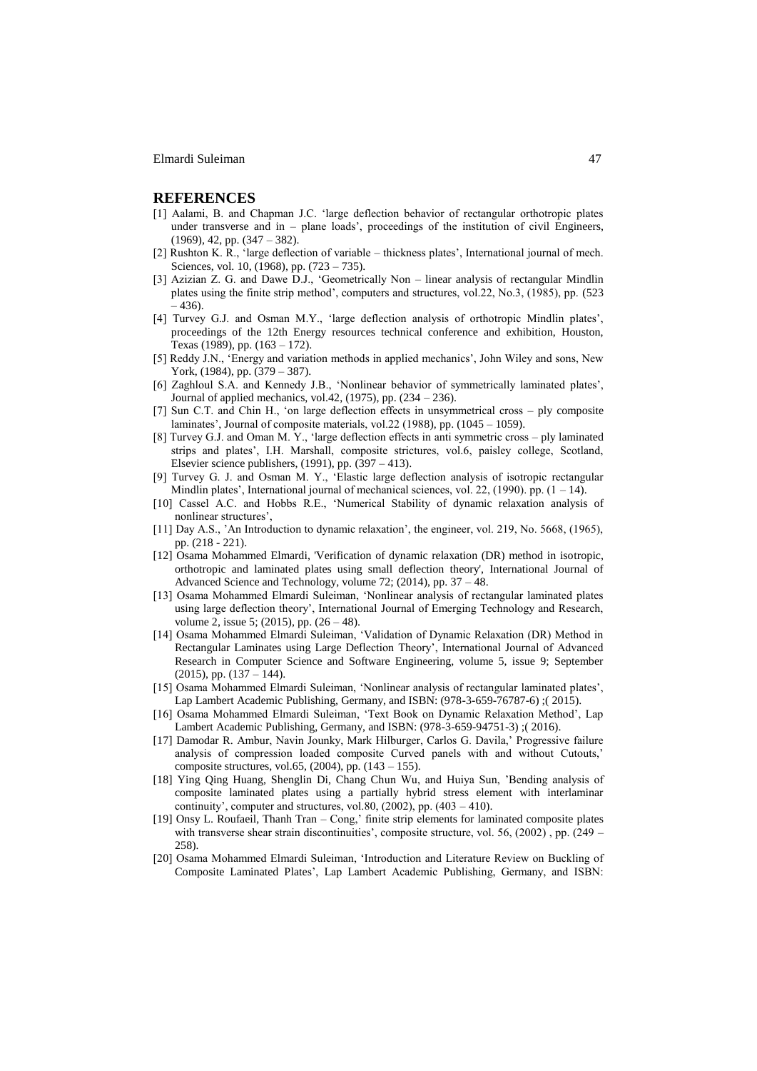## REFERENCES

[1] Aalami, B. and Chapman J.C. 'large deflection behavior of rectangular orthotropic plates under transverse and in – plane loads', proceedings of the institution of civil Engineers, (1969), 42, pp. (347 – 382).

[2] Rushton K. R., 'large deflection of variable – thickness plates', International journal of mech. Sciences, vol. 10, (1968), pp. (723 – 735).

[3] Azizian Z. G. and Dawe D.J., 'Geometrically Non – linear analysis of rectangular Mindlin plates using the finite strip method', computers and structures, vol.22, No.3, (1985), pp. (523 – 436).

[4] Turvey G.J. and Osman M.Y., 'large deflection analysis of orthotropic Mindlin plates', proceedings of the 12th Energy resources technical conference and exhibition, Houston, Texas (1989), pp. (163 – 172).

[5] Reddy J.N., 'Energy and variation methods in applied mechanics', John Wiley and sons, New York, (1984), pp. (379 – 387).

[6] Zaghloul S.A. and Kennedy J.B., 'Nonlinear behavior of symmetrically laminated plates', Journal of applied mechanics, vol.42, (1975), pp. (234 – 236).

[7] Sun C.T. and Chin H., 'on large deflection effects in unsymmetrical cross – ply composite laminates', Journal of composite materials, vol.22 (1988), pp. (1045 – 1059).

[8] Turvey G.J. and Oman M. Y., 'large deflection effects in anti symmetric cross – ply laminated strips and plates', I.H. Marshall, composite strictures, vol.6, paisley college, Scotland, Elsevier science publishers, (1991), pp. (397 – 413).

[9] Turvey G. J. and Osman M. Y., 'Elastic large deflection analysis of isotropic rectangular Mindlin plates', International journal of mechanical sciences, vol. 22, (1990). pp. (1 – 14).

[10] Cassel A.C. and Hobbs R.E., 'Numerical Stability of dynamic relaxation analysis of nonlinear structures',

[11] Day A.S., 'An Introduction to dynamic relaxation', the engineer, vol. 219, No. 5668, (1965), pp. (218 - 221).

[12] Osama Mohammed Elmardi, 'Verification of dynamic relaxation (DR) method in isotropic, orthotropic and laminated plates using small deflection theory', International Journal of Advanced Science and Technology, volume 72; (2014), pp. 37 – 48.

[13] Osama Mohammed Elmardi Suleiman, 'Nonlinear analysis of rectangular laminated plates using large deflection theory', International Journal of Emerging Technology and Research, volume 2, issue 5; (2015), pp. (26 – 48).

[14] Osama Mohammed Elmardi Suleiman, 'Validation of Dynamic Relaxation (DR) Method in Rectangular Laminates using Large Deflection Theory', International Journal of Advanced Research in Computer Science and Software Engineering, volume 5, issue 9; September (2015), pp. (137 – 144).

[15] Osama Mohammed Elmardi Suleiman, 'Nonlinear analysis of rectangular laminated plates', Lap Lambert Academic Publishing, Germany, and ISBN: (978-3-659-76787-6) ;( 2015).

[16] Osama Mohammed Elmardi Suleiman, 'Text Book on Dynamic Relaxation Method', Lap Lambert Academic Publishing, Germany, and ISBN: (978-3-659-94751-3) ;( 2016).

[17] Damodar R. Ambur, Navin Jounky, Mark Hilburger, Carlos G. Davila,' Progressive failure analysis of compression loaded composite Curved panels with and without Cutouts,' composite structures, vol.65, (2004), pp. (143 – 155).

[18] Ying Qing Huang, Shenglin Di, Chang Chun Wu, and Huiya Sun, 'Bending analysis of composite laminated plates using a partially hybrid stress element with interlaminar continuity', computer and structures, vol.80, (2002), pp. (403 – 410).

[19] Onsy L. Roufaeil, Thanh Tran – Cong,' finite strip elements for laminated composite plates with transverse shear strain discontinuities', composite structure, vol. 56, (2002) , pp. (249 – 258).

[20] Osama Mohammed Elmardi Suleiman, 'Introduction and Literature Review on Buckling of Composite Laminated Plates', Lap Lambert Academic Publishing, Germany, and ISBN: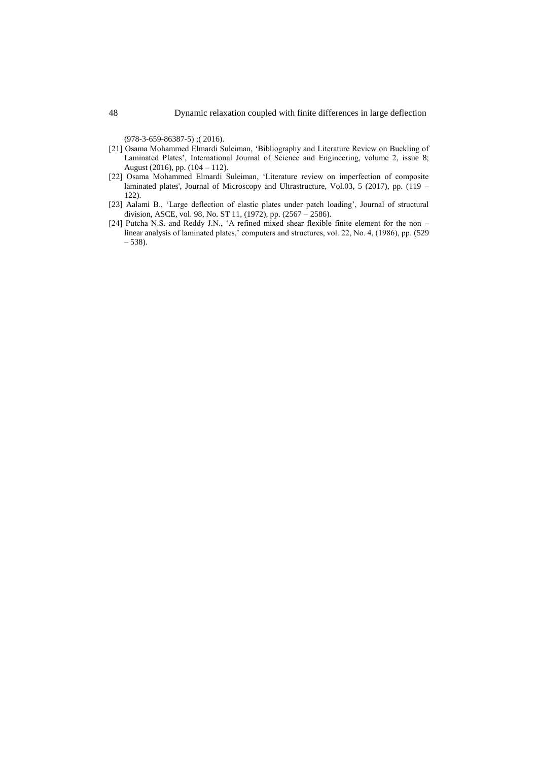(978-3-659-86387-5) ;( 2016).

[21] Osama Mohammed Elmardi Suleiman, 'Bibliography and Literature Review on Buckling of Laminated Plates', International Journal of Science and Engineering, volume 2, issue 8; August (2016), pp. (104 – 112).

[22] Osama Mohammed Elmardi Suleiman, 'Literature review on imperfection of composite laminated plates', Journal of Microscopy and Ultrastructure, Vol.03, 5 (2017), pp. (119 – 122).

[23] Aalami B., 'Large deflection of elastic plates under patch loading', Journal of structural division, ASCE, vol. 98, No. ST 11, (1972), pp. (2567 – 2586).

[24] Putcha N.S. and Reddy J.N., 'A refined mixed shear flexible finite element for the non – linear analysis of laminated plates,' computers and structures, vol. 22, No. 4, (1986), pp. (529 – 538).